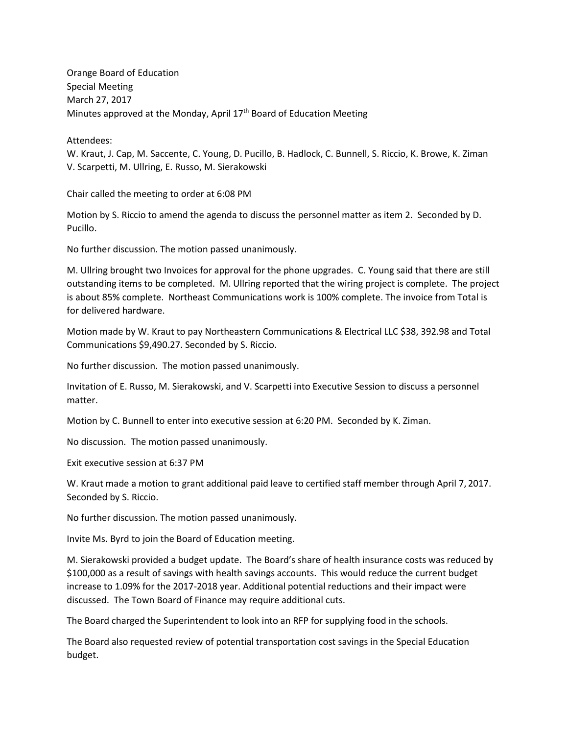Orange Board of Education
Special Meeting
March 27, 2017
Minutes approved at the Monday, April 17th Board of Education Meeting

Attendees:
W. Kraut, J. Cap, M. Saccente, C. Young, D. Pucillo, B. Hadlock, C. Bunnell, S. Riccio, K. Browe, K. Ziman
V. Scarpetti, M. Ullring, E. Russo, M. Sierakowski

Chair called the meeting to order at 6:08 PM

Motion by S. Riccio to amend the agenda to discuss the personnel matter as item 2. Seconded by D. Pucillo.

No further discussion. The motion passed unanimously.

M. Ullring brought two Invoices for approval for the phone upgrades. C. Young said that there are still outstanding items to be completed. M. Ullring reported that the wiring project is complete. The project is about 85% complete. Northeast Communications work is 100% complete. The invoice from Total is for delivered hardware.

Motion made by W. Kraut to pay Northeastern Communications & Electrical LLC $38, 392.98 and Total Communications $9,490.27. Seconded by S. Riccio.

No further discussion. The motion passed unanimously.

Invitation of E. Russo, M. Sierakowski, and V. Scarpetti into Executive Session to discuss a personnel matter.

Motion by C. Bunnell to enter into executive session at 6:20 PM. Seconded by K. Ziman.

No discussion. The motion passed unanimously.

Exit executive session at 6:37 PM

W. Kraut made a motion to grant additional paid leave to certified staff member through April 7, 2017. Seconded by S. Riccio.

No further discussion. The motion passed unanimously.

Invite Ms. Byrd to join the Board of Education meeting.

M. Sierakowski provided a budget update. The Board's share of health insurance costs was reduced by $100,000 as a result of savings with health savings accounts. This would reduce the current budget increase to 1.09% for the 2017-2018 year. Additional potential reductions and their impact were discussed. The Town Board of Finance may require additional cuts.

The Board charged the Superintendent to look into an RFP for supplying food in the schools.

The Board also requested review of potential transportation cost savings in the Special Education budget.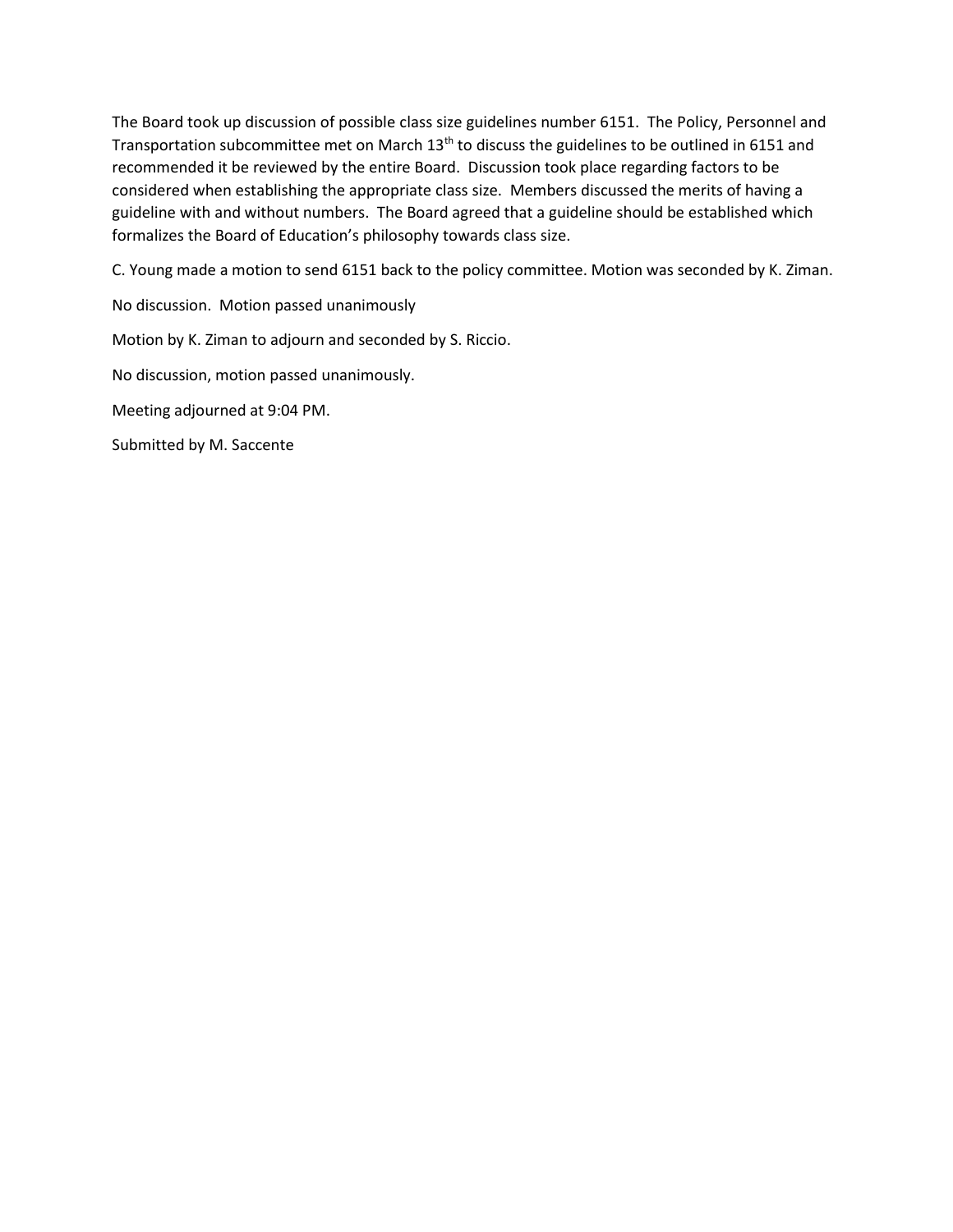The Board took up discussion of possible class size guidelines number 6151. The Policy, Personnel and Transportation subcommittee met on March 13th to discuss the guidelines to be outlined in 6151 and recommended it be reviewed by the entire Board. Discussion took place regarding factors to be considered when establishing the appropriate class size. Members discussed the merits of having a guideline with and without numbers. The Board agreed that a guideline should be established which formalizes the Board of Education's philosophy towards class size.

C. Young made a motion to send 6151 back to the policy committee. Motion was seconded by K. Ziman.

No discussion. Motion passed unanimously

Motion by K. Ziman to adjourn and seconded by S. Riccio.

No discussion, motion passed unanimously.

Meeting adjourned at 9:04 PM.

Submitted by M. Saccente